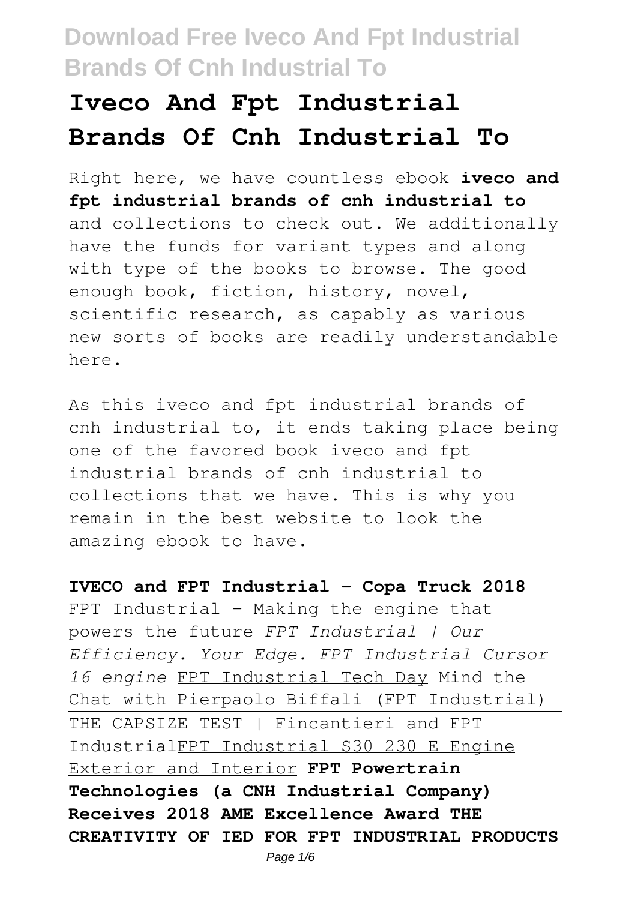# Iveco And Fpt Industrial Brands Of Cnh Industrial To

Right here, we have countless ebook **iveco and fpt industrial brands of cnh industrial to** and collections to check out. We additionally have the funds for variant types and along with type of the books to browse. The good enough book, fiction, history, novel, scientific research, as capably as various new sorts of books are readily understandable here.

As this iveco and fpt industrial brands of cnh industrial to, it ends taking place being one of the favored book iveco and fpt industrial brands of cnh industrial to collections that we have. This is why you remain in the best website to look the amazing ebook to have.

**IVECO and FPT Industrial - Copa Truck 2018** FPT Industrial - Making the engine that powers the future *FPT Industrial | Our Efficiency. Your Edge. FPT Industrial Cursor 16 engine* FPT Industrial Tech Day Mind the Chat with Pierpaolo Biffali (FPT Industrial) THE CAPSIZE TEST | Fincantieri and FPT IndustrialFPT Industrial S30 230 E Engine Exterior and Interior **FPT Powertrain Technologies (a CNH Industrial Company) Receives 2018 AME Excellence Award THE CREATIVITY OF IED FOR FPT INDUSTRIAL PRODUCTS**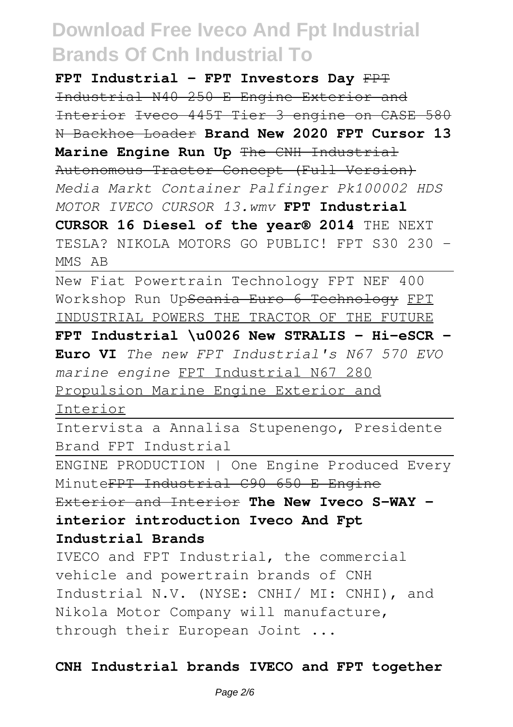**FPT Industrial - FPT Investors Day** ~~FPT Industrial N40 250 E Engine Exterior and Interior~~ ~~Iveco 445T Tier 3 engine on CASE 580 N Backhoe Loader~~ **Brand New 2020 FPT Cursor 13 Marine Engine Run Up** ~~The CNH Industrial Autonomous Tractor Concept (Full Version)~~ *Media Markt Container Palfinger Pk100002 HDS MOTOR IVECO CURSOR 13.wmv* **FPT Industrial CURSOR 16 Diesel of the year® 2014** THE NEXT TESLA? NIKOLA MOTORS GO PUBLIC! FPT S30 230 - MMS AB

New Fiat Powertrain Technology FPT NEF 400 Workshop Run Up~~Scania Euro 6 Technology~~ FPT INDUSTRIAL POWERS THE TRACTOR OF THE FUTURE **FPT Industrial \u0026 New STRALIS - Hi-eSCR - Euro VI** *The new FPT Industrial's N67 570 EVO marine engine* FPT Industrial N67 280 Propulsion Marine Engine Exterior and Interior

Intervista a Annalisa Stupenengo, Presidente Brand FPT Industrial

ENGINE PRODUCTION | One Engine Produced Every Minute~~FPT Industrial C90 650 E Engine Exterior and Interior~~ **The New Iveco S-WAY - interior introduction Iveco And Fpt Industrial Brands**

IVECO and FPT Industrial, the commercial vehicle and powertrain brands of CNH Industrial N.V. (NYSE: CNHI/ MI: CNHI), and Nikola Motor Company will manufacture, through their European Joint ...

**CNH Industrial brands IVECO and FPT together**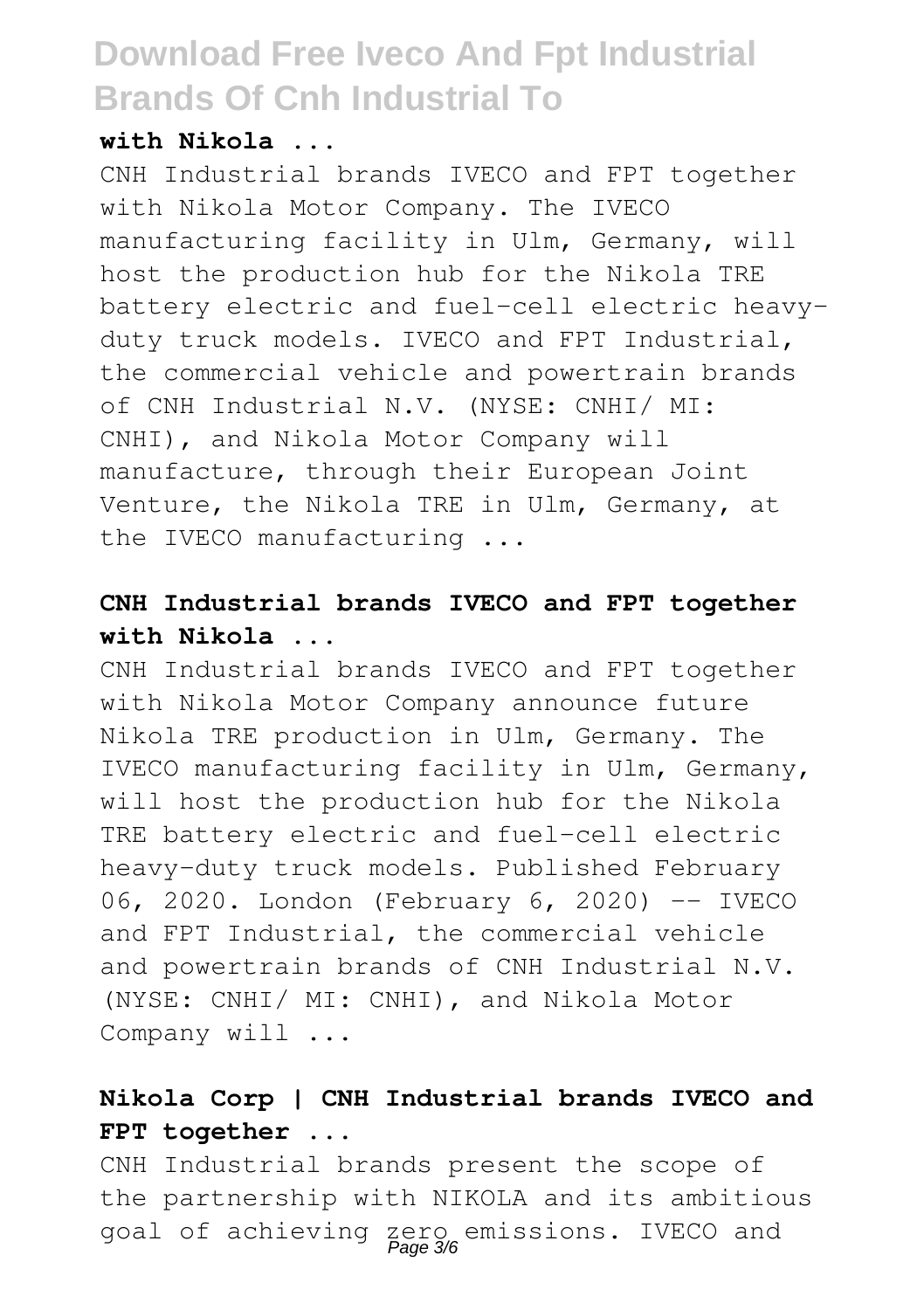**with Nikola ...**

CNH Industrial brands IVECO and FPT together with Nikola Motor Company. The IVECO manufacturing facility in Ulm, Germany, will host the production hub for the Nikola TRE battery electric and fuel-cell electric heavy-duty truck models. IVECO and FPT Industrial, the commercial vehicle and powertrain brands of CNH Industrial N.V. (NYSE: CNHI/ MI: CNHI), and Nikola Motor Company will manufacture, through their European Joint Venture, the Nikola TRE in Ulm, Germany, at the IVECO manufacturing ...

**CNH Industrial brands IVECO and FPT together with Nikola ...**

CNH Industrial brands IVECO and FPT together with Nikola Motor Company announce future Nikola TRE production in Ulm, Germany. The IVECO manufacturing facility in Ulm, Germany, will host the production hub for the Nikola TRE battery electric and fuel-cell electric heavy-duty truck models. Published February 06, 2020. London (February 6, 2020) -- IVECO and FPT Industrial, the commercial vehicle and powertrain brands of CNH Industrial N.V. (NYSE: CNHI/ MI: CNHI), and Nikola Motor Company will ...

**Nikola Corp | CNH Industrial brands IVECO and FPT together ...**

CNH Industrial brands present the scope of the partnership with NIKOLA and its ambitious goal of achieving zero emissions. IVECO and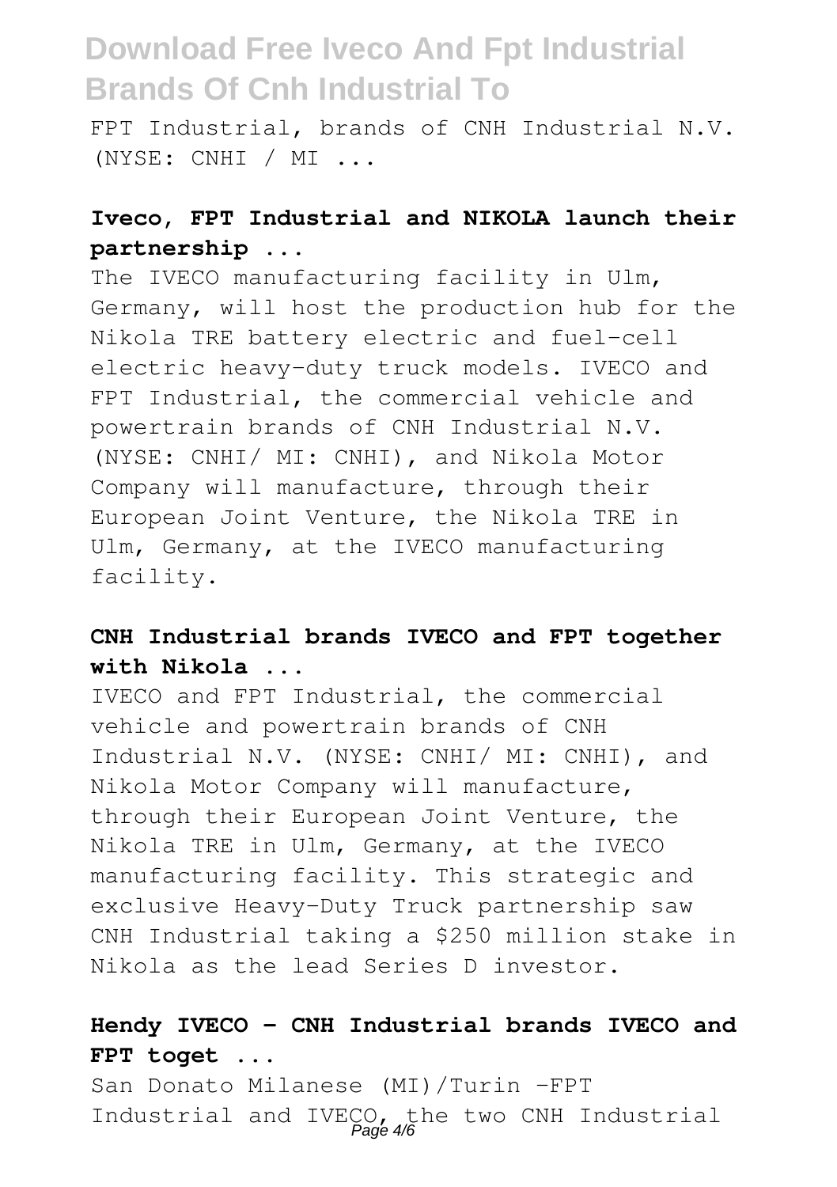FPT Industrial, brands of CNH Industrial N.V. (NYSE: CNHI / MI ...

**Iveco, FPT Industrial and NIKOLA launch their partnership ...**

The IVECO manufacturing facility in Ulm, Germany, will host the production hub for the Nikola TRE battery electric and fuel-cell electric heavy-duty truck models. IVECO and FPT Industrial, the commercial vehicle and powertrain brands of CNH Industrial N.V. (NYSE: CNHI/ MI: CNHI), and Nikola Motor Company will manufacture, through their European Joint Venture, the Nikola TRE in Ulm, Germany, at the IVECO manufacturing facility.

**CNH Industrial brands IVECO and FPT together with Nikola ...**

IVECO and FPT Industrial, the commercial vehicle and powertrain brands of CNH Industrial N.V. (NYSE: CNHI/ MI: CNHI), and Nikola Motor Company will manufacture, through their European Joint Venture, the Nikola TRE in Ulm, Germany, at the IVECO manufacturing facility. This strategic and exclusive Heavy-Duty Truck partnership saw CNH Industrial taking a $250 million stake in Nikola as the lead Series D investor.

**Hendy IVECO - CNH Industrial brands IVECO and FPT toget ...**

San Donato Milanese (MI)/Turin -FPT Industrial and IVECO, the two CNH Industrial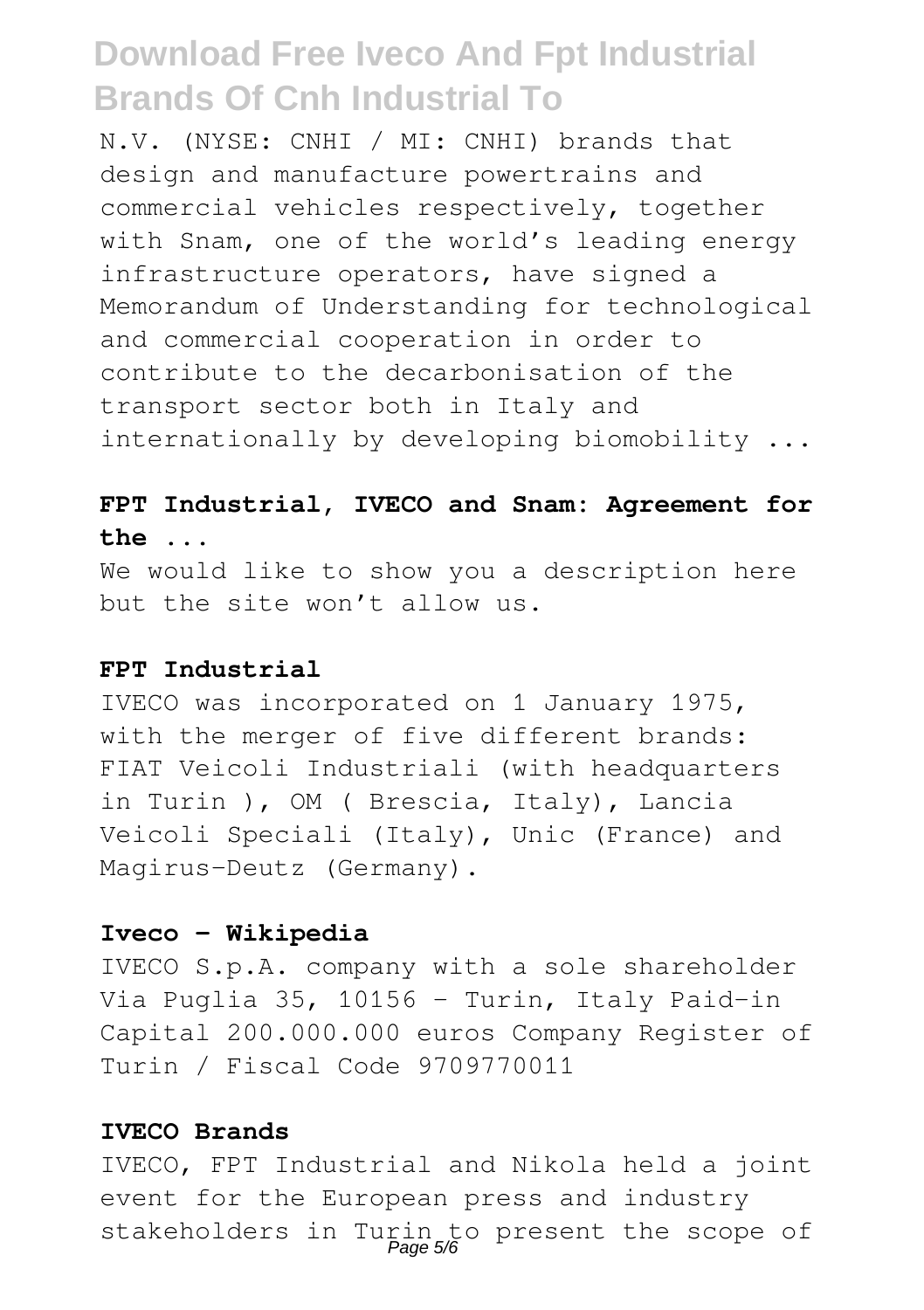N.V. (NYSE: CNHI / MI: CNHI) brands that design and manufacture powertrains and commercial vehicles respectively, together with Snam, one of the world's leading energy infrastructure operators, have signed a Memorandum of Understanding for technological and commercial cooperation in order to contribute to the decarbonisation of the transport sector both in Italy and internationally by developing biomobility ...

**FPT Industrial, IVECO and Snam: Agreement for the ...**

We would like to show you a description here but the site won't allow us.

**FPT Industrial**

IVECO was incorporated on 1 January 1975, with the merger of five different brands: FIAT Veicoli Industriali (with headquarters in Turin ), OM ( Brescia, Italy), Lancia Veicoli Speciali (Italy), Unic (France) and Magirus-Deutz (Germany).

**Iveco - Wikipedia**

IVECO S.p.A. company with a sole shareholder Via Puglia 35, 10156 - Turin, Italy Paid-in Capital 200.000.000 euros Company Register of Turin / Fiscal Code 9709770011

**IVECO Brands**

IVECO, FPT Industrial and Nikola held a joint event for the European press and industry stakeholders in Turin to present the scope of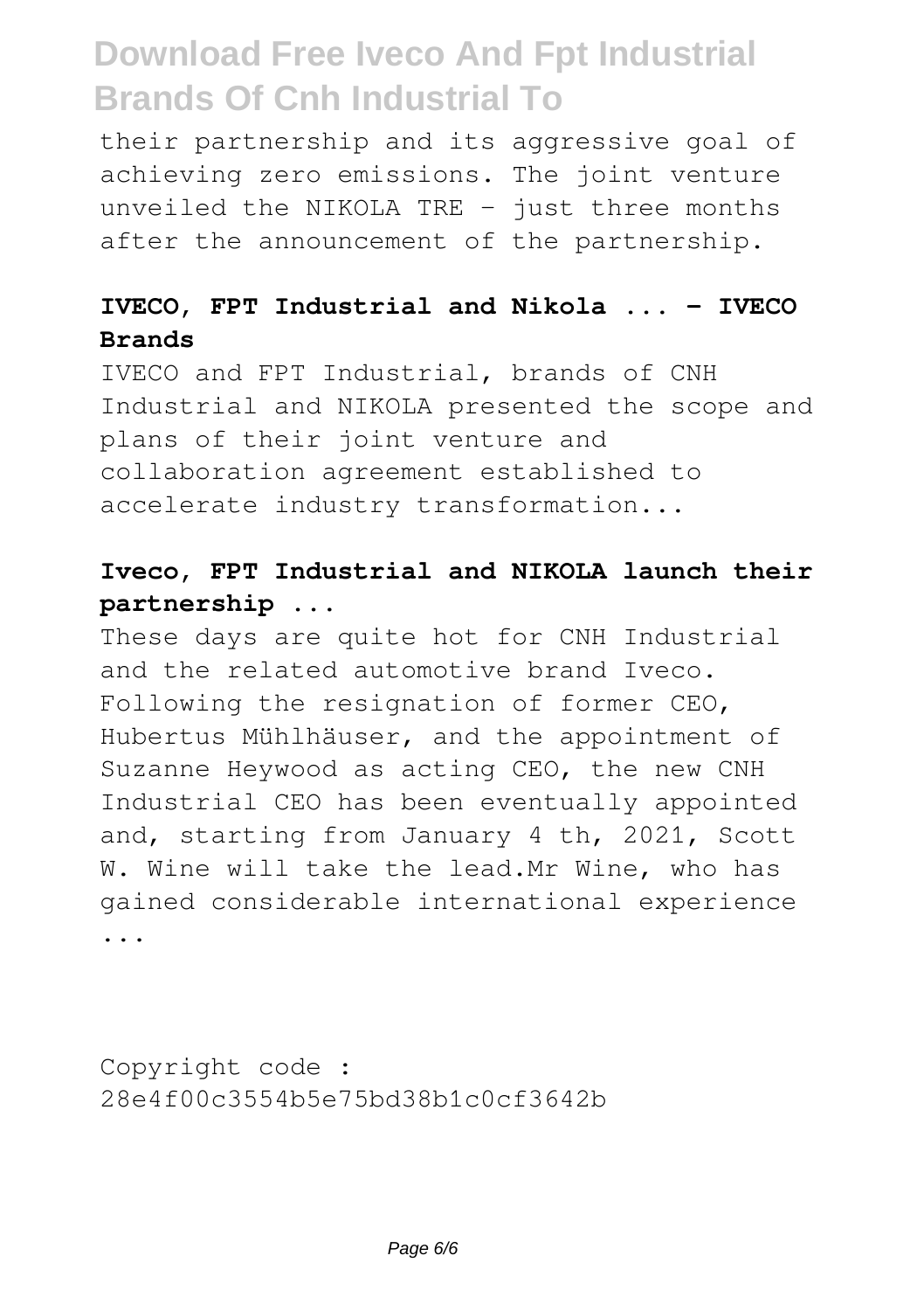their partnership and its aggressive goal of achieving zero emissions. The joint venture unveiled the NIKOLA TRE – just three months after the announcement of the partnership.

**IVECO, FPT Industrial and Nikola ... - IVECO Brands**

IVECO and FPT Industrial, brands of CNH Industrial and NIKOLA presented the scope and plans of their joint venture and collaboration agreement established to accelerate industry transformation...

**Iveco, FPT Industrial and NIKOLA launch their partnership ...**

These days are quite hot for CNH Industrial and the related automotive brand Iveco. Following the resignation of former CEO, Hubertus Mühlhäuser, and the appointment of Suzanne Heywood as acting CEO, the new CNH Industrial CEO has been eventually appointed and, starting from January 4 th, 2021, Scott W. Wine will take the lead.Mr Wine, who has gained considerable international experience ...

Copyright code : 28e4f00c3554b5e75bd38b1c0cf3642b